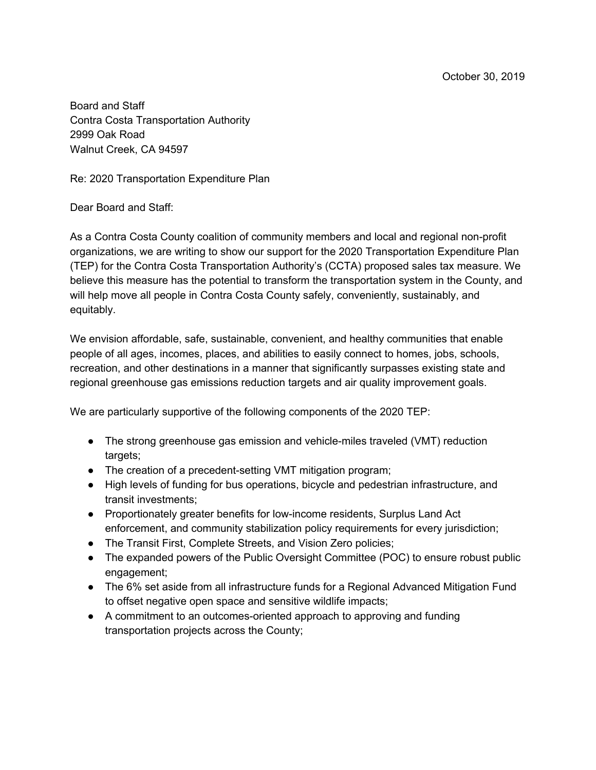October 30, 2019

Board and Staff
Contra Costa Transportation Authority
2999 Oak Road
Walnut Creek, CA 94597

Re: 2020 Transportation Expenditure Plan

Dear Board and Staff:

As a Contra Costa County coalition of community members and local and regional non-profit organizations, we are writing to show our support for the 2020 Transportation Expenditure Plan (TEP) for the Contra Costa Transportation Authority's (CCTA) proposed sales tax measure. We believe this measure has the potential to transform the transportation system in the County, and will help move all people in Contra Costa County safely, conveniently, sustainably, and equitably.

We envision affordable, safe, sustainable, convenient, and healthy communities that enable people of all ages, incomes, places, and abilities to easily connect to homes, jobs, schools, recreation, and other destinations in a manner that significantly surpasses existing state and regional greenhouse gas emissions reduction targets and air quality improvement goals.

We are particularly supportive of the following components of the 2020 TEP:

- The strong greenhouse gas emission and vehicle-miles traveled (VMT) reduction targets;
- The creation of a precedent-setting VMT mitigation program;
- High levels of funding for bus operations, bicycle and pedestrian infrastructure, and transit investments;
- Proportionately greater benefits for low-income residents, Surplus Land Act enforcement, and community stabilization policy requirements for every jurisdiction;
- The Transit First, Complete Streets, and Vision Zero policies;
- The expanded powers of the Public Oversight Committee (POC) to ensure robust public engagement;
- The 6% set aside from all infrastructure funds for a Regional Advanced Mitigation Fund to offset negative open space and sensitive wildlife impacts;
- A commitment to an outcomes-oriented approach to approving and funding transportation projects across the County;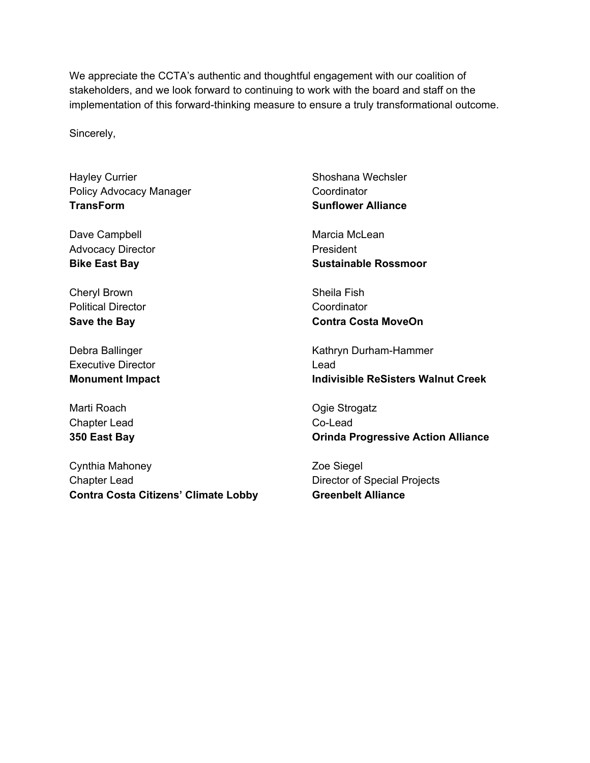We appreciate the CCTA's authentic and thoughtful engagement with our coalition of stakeholders, and we look forward to continuing to work with the board and staff on the implementation of this forward-thinking measure to ensure a truly transformational outcome.

Sincerely,

Hayley Currier
Policy Advocacy Manager
**TransForm**

Dave Campbell
Advocacy Director
**Bike East Bay**

Cheryl Brown
Political Director
**Save the Bay**

Debra Ballinger
Executive Director
**Monument Impact**

Marti Roach
Chapter Lead
**350 East Bay**

Cynthia Mahoney
Chapter Lead
**Contra Costa Citizens' Climate Lobby**

Shoshana Wechsler
Coordinator
**Sunflower Alliance**

Marcia McLean
President
**Sustainable Rossmoor**

Sheila Fish
Coordinator
**Contra Costa MoveOn**

Kathryn Durham-Hammer
Lead
**Indivisible ReSisters Walnut Creek**

Ogie Strogatz
Co-Lead
**Orinda Progressive Action Alliance**

Zoe Siegel
Director of Special Projects
**Greenbelt Alliance**